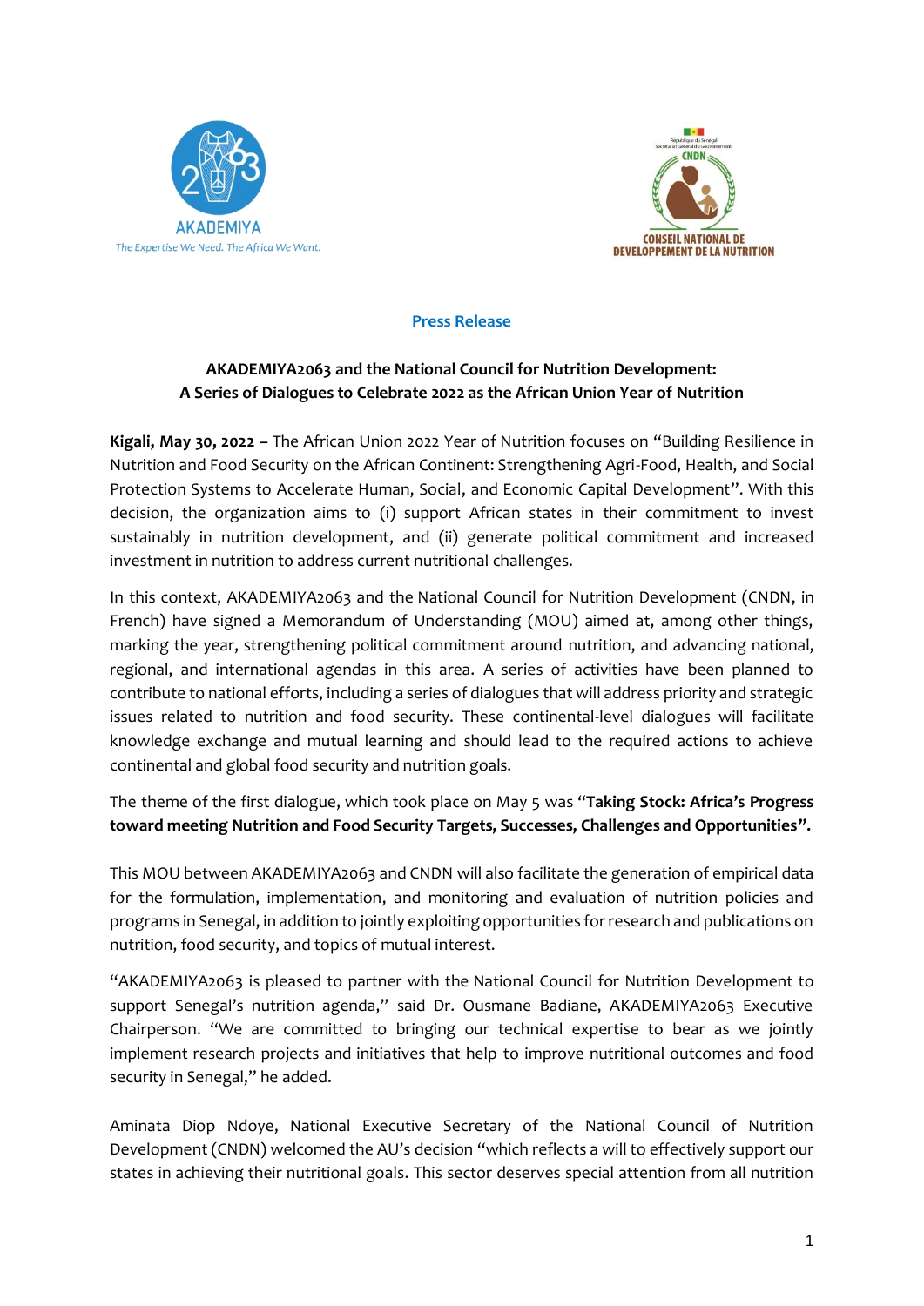AKADEMIYA
*The Expertise We Need. The Africa We Want.*

CONSEIL NATIONAL DE DEVELOPPEMENT DE LA NUTRITION

**Press Release**

**AKADEMIYA2063 and the National Council for Nutrition Development: A Series of Dialogues to Celebrate 2022 as the African Union Year of Nutrition**

**Kigali, May 30, 2022 –** The African Union 2022 Year of Nutrition focuses on "Building Resilience in Nutrition and Food Security on the African Continent: Strengthening Agri-Food, Health, and Social Protection Systems to Accelerate Human, Social, and Economic Capital Development". With this decision, the organization aims to (i) support African states in their commitment to invest sustainably in nutrition development, and (ii) generate political commitment and increased investment in nutrition to address current nutritional challenges.

In this context, AKADEMIYA2063 and the National Council for Nutrition Development (CNDN, in French) have signed a Memorandum of Understanding (MOU) aimed at, among other things, marking the year, strengthening political commitment around nutrition, and advancing national, regional, and international agendas in this area. A series of activities have been planned to contribute to national efforts, including a series of dialogues that will address priority and strategic issues related to nutrition and food security. These continental-level dialogues will facilitate knowledge exchange and mutual learning and should lead to the required actions to achieve continental and global food security and nutrition goals.

The theme of the first dialogue, which took place on May 5 was "**Taking Stock: Africa's Progress toward meeting Nutrition and Food Security Targets, Successes, Challenges and Opportunities".**

This MOU between AKADEMIYA2063 and CNDN will also facilitate the generation of empirical data for the formulation, implementation, and monitoring and evaluation of nutrition policies and programs in Senegal, in addition to jointly exploiting opportunities for research and publications on nutrition, food security, and topics of mutual interest.

"AKADEMIYA2063 is pleased to partner with the National Council for Nutrition Development to support Senegal's nutrition agenda," said Dr. Ousmane Badiane, AKADEMIYA2063 Executive Chairperson. "We are committed to bringing our technical expertise to bear as we jointly implement research projects and initiatives that help to improve nutritional outcomes and food security in Senegal," he added.

Aminata Diop Ndoye, National Executive Secretary of the National Council of Nutrition Development (CNDN) welcomed the AU's decision "which reflects a will to effectively support our states in achieving their nutritional goals. This sector deserves special attention from all nutrition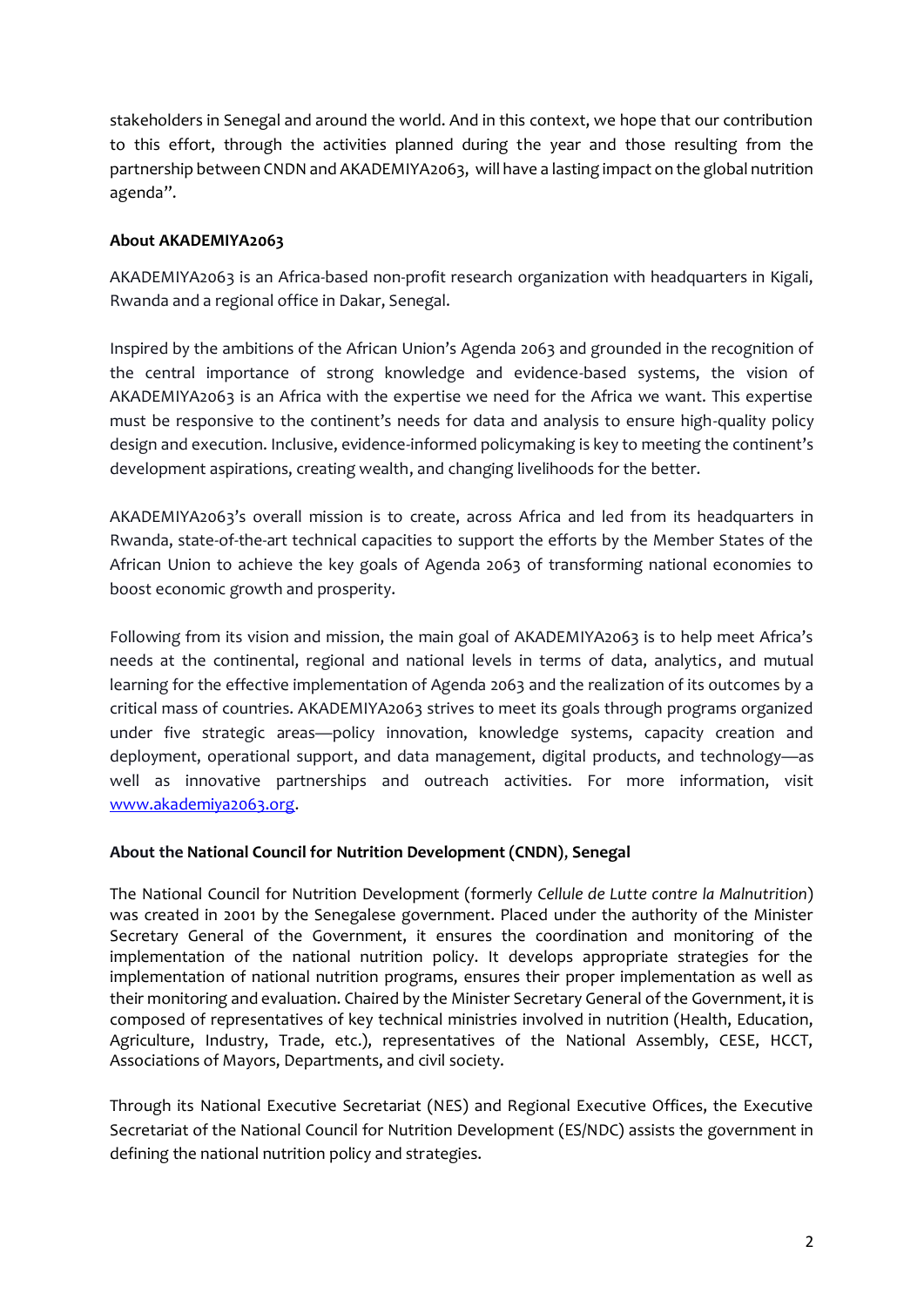stakeholders in Senegal and around the world. And in this context, we hope that our contribution to this effort, through the activities planned during the year and those resulting from the partnership between CNDN and AKADEMIYA2063, will have a lasting impact on the global nutrition agenda".

**About AKADEMIYA2063**

AKADEMIYA2063 is an Africa-based non-profit research organization with headquarters in Kigali, Rwanda and a regional office in Dakar, Senegal.

Inspired by the ambitions of the African Union's Agenda 2063 and grounded in the recognition of the central importance of strong knowledge and evidence-based systems, the vision of AKADEMIYA2063 is an Africa with the expertise we need for the Africa we want. This expertise must be responsive to the continent's needs for data and analysis to ensure high-quality policy design and execution. Inclusive, evidence-informed policymaking is key to meeting the continent's development aspirations, creating wealth, and changing livelihoods for the better.

AKADEMIYA2063's overall mission is to create, across Africa and led from its headquarters in Rwanda, state-of-the-art technical capacities to support the efforts by the Member States of the African Union to achieve the key goals of Agenda 2063 of transforming national economies to boost economic growth and prosperity.

Following from its vision and mission, the main goal of AKADEMIYA2063 is to help meet Africa's needs at the continental, regional and national levels in terms of data, analytics, and mutual learning for the effective implementation of Agenda 2063 and the realization of its outcomes by a critical mass of countries. AKADEMIYA2063 strives to meet its goals through programs organized under five strategic areas—policy innovation, knowledge systems, capacity creation and deployment, operational support, and data management, digital products, and technology—as well as innovative partnerships and outreach activities. For more information, visit [www.akademiya2063.org](http://www.akademiya2063.org).

**About the National Council for Nutrition Development (CNDN), Senegal**

The National Council for Nutrition Development (formerly *Cellule de Lutte contre la Malnutrition*) was created in 2001 by the Senegalese government. Placed under the authority of the Minister Secretary General of the Government, it ensures the coordination and monitoring of the implementation of the national nutrition policy. It develops appropriate strategies for the implementation of national nutrition programs, ensures their proper implementation as well as their monitoring and evaluation. Chaired by the Minister Secretary General of the Government, it is composed of representatives of key technical ministries involved in nutrition (Health, Education, Agriculture, Industry, Trade, etc.), representatives of the National Assembly, CESE, HCCT, Associations of Mayors, Departments, and civil society.

Through its National Executive Secretariat (NES) and Regional Executive Offices, the Executive Secretariat of the National Council for Nutrition Development (ES/NDC) assists the government in defining the national nutrition policy and strategies.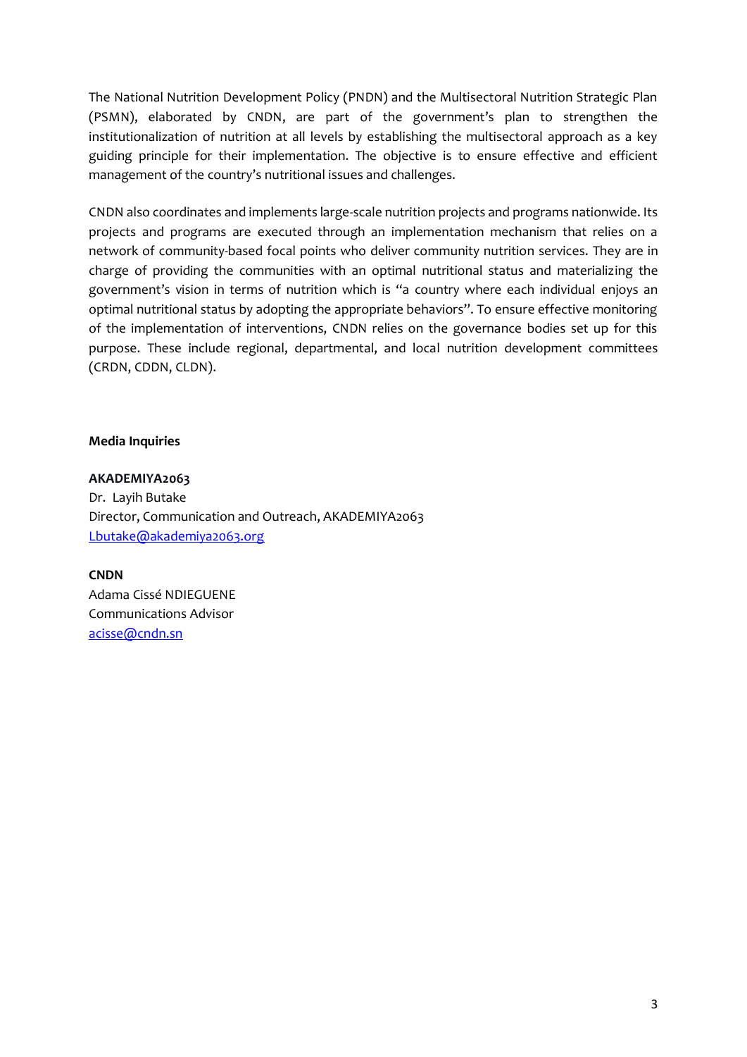The National Nutrition Development Policy (PNDN) and the Multisectoral Nutrition Strategic Plan (PSMN), elaborated by CNDN, are part of the government's plan to strengthen the institutionalization of nutrition at all levels by establishing the multisectoral approach as a key guiding principle for their implementation. The objective is to ensure effective and efficient management of the country's nutritional issues and challenges.

CNDN also coordinates and implements large-scale nutrition projects and programs nationwide. Its projects and programs are executed through an implementation mechanism that relies on a network of community-based focal points who deliver community nutrition services. They are in charge of providing the communities with an optimal nutritional status and materializing the government's vision in terms of nutrition which is "a country where each individual enjoys an optimal nutritional status by adopting the appropriate behaviors". To ensure effective monitoring of the implementation of interventions, CNDN relies on the governance bodies set up for this purpose. These include regional, departmental, and local nutrition development committees (CRDN, CDDN, CLDN).

**Media Inquiries**

**AKADEMIYA2063**
Dr. Layih Butake
Director, Communication and Outreach, AKADEMIYA2063
Lbutake@akademiya2063.org

**CNDN**
Adama Cissé NDIEGUENE
Communications Advisor
acisse@cndn.sn